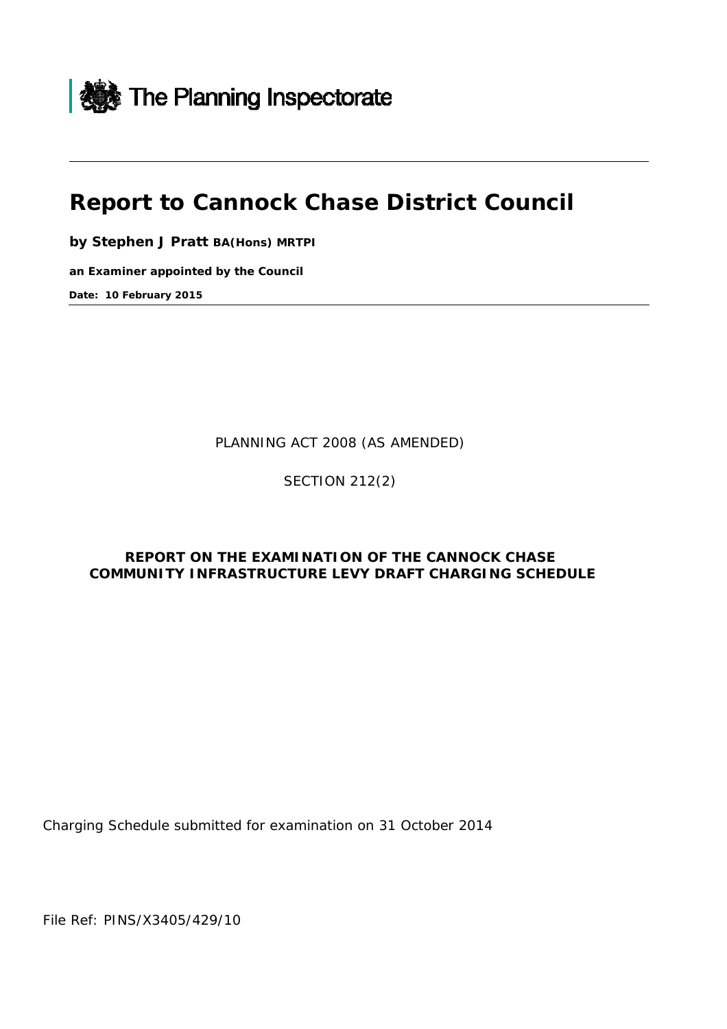The Planning Inspectorate

# Report to Cannock Chase District Council

**by Stephen J Pratt BA(Hons) MRTPI**

**an Examiner appointed by the Council**

**Date: 10 February 2015**

PLANNING ACT 2008 (AS AMENDED)

SECTION 212(2)

**REPORT ON THE EXAMINATION OF THE CANNOCK CHASE COMMUNITY INFRASTRUCTURE LEVY DRAFT CHARGING SCHEDULE**

Charging Schedule submitted for examination on 31 October 2014

File Ref: PINS/X3405/429/10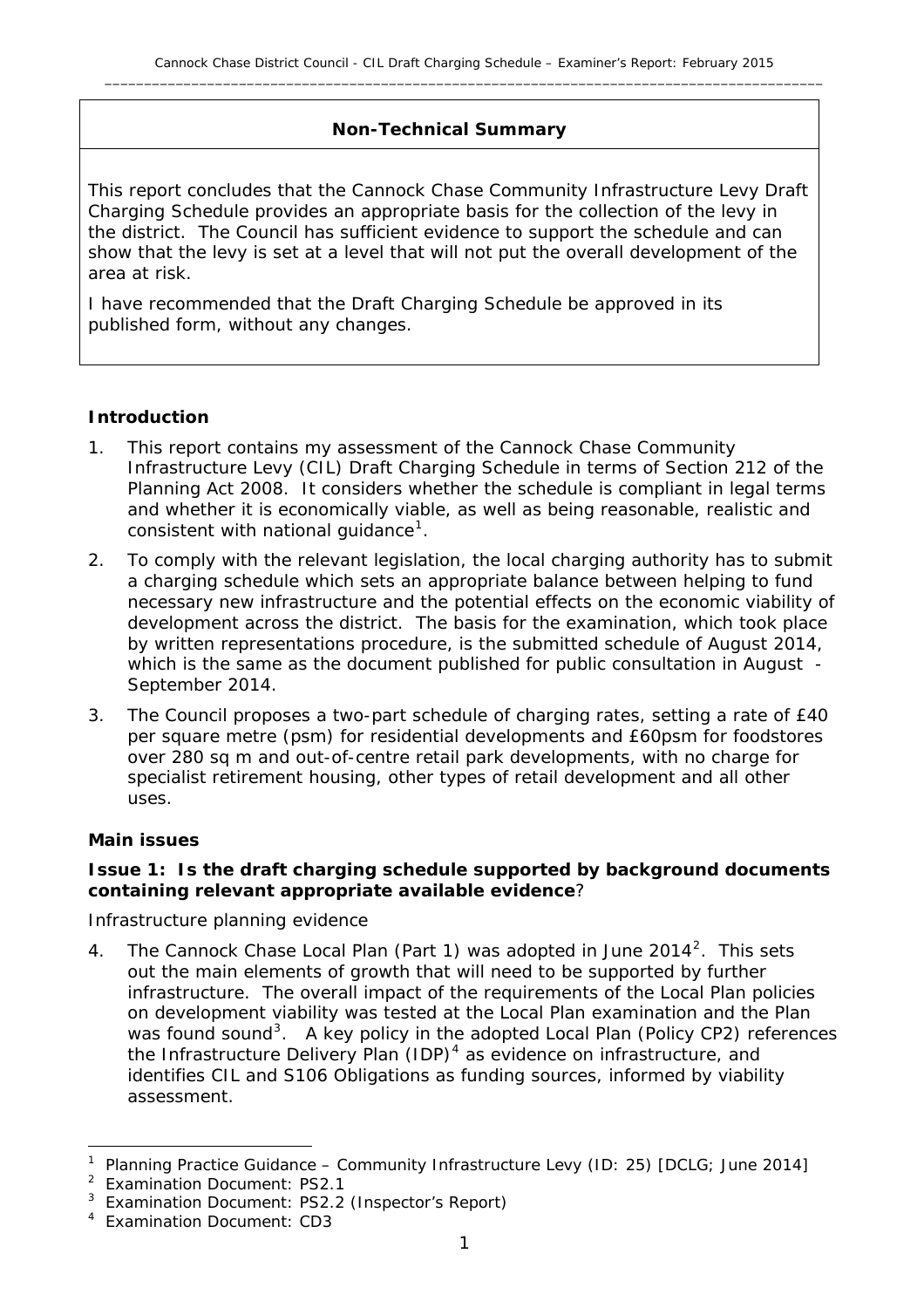**Non-Technical Summary**

This report concludes that the Cannock Chase Community Infrastructure Levy Draft Charging Schedule provides an appropriate basis for the collection of the levy in the district. The Council has sufficient evidence to support the schedule and can show that the levy is set at a level that will not put the overall development of the area at risk.

I have recommended that the Draft Charging Schedule be approved in its published form, without any changes.

## Introduction

1. This report contains my assessment of the Cannock Chase Community Infrastructure Levy (CIL) Draft Charging Schedule in terms of Section 212 of the Planning Act 2008. It considers whether the schedule is compliant in legal terms and whether it is economically viable, as well as being reasonable, realistic and consistent with national guidance[1].

2. To comply with the relevant legislation, the local charging authority has to submit a charging schedule which sets an appropriate balance between helping to fund necessary new infrastructure and the potential effects on the economic viability of development across the district. The basis for the examination, which took place by written representations procedure, is the submitted schedule of August 2014, which is the same as the document published for public consultation in August - September 2014.

3. The Council proposes a two-part schedule of charging rates, setting a rate of £40 per square metre (psm) for residential developments and £60psm for foodstores over 280 sq m and out-of-centre retail park developments, with no charge for specialist retirement housing, other types of retail development and all other uses.

## Main issues

### Issue 1: Is the draft charging schedule supported by background documents containing relevant appropriate available evidence?

*Infrastructure planning evidence*

4. The Cannock Chase Local Plan (Part 1) was adopted in June 2014[2]. This sets out the main elements of growth that will need to be supported by further infrastructure. The overall impact of the requirements of the Local Plan policies on development viability was tested at the Local Plan examination and the Plan was found sound[3]. A key policy in the adopted Local Plan (Policy CP2) references the Infrastructure Delivery Plan (IDP)[4] as evidence on infrastructure, and identifies CIL and S106 Obligations as funding sources, informed by viability assessment.

---

[1] Planning Practice Guidance – Community Infrastructure Levy (ID: 25) [DCLG; June 2014]

[2] Examination Document: PS2.1

[3] Examination Document: PS2.2 (Inspector's Report)

[4] Examination Document: CD3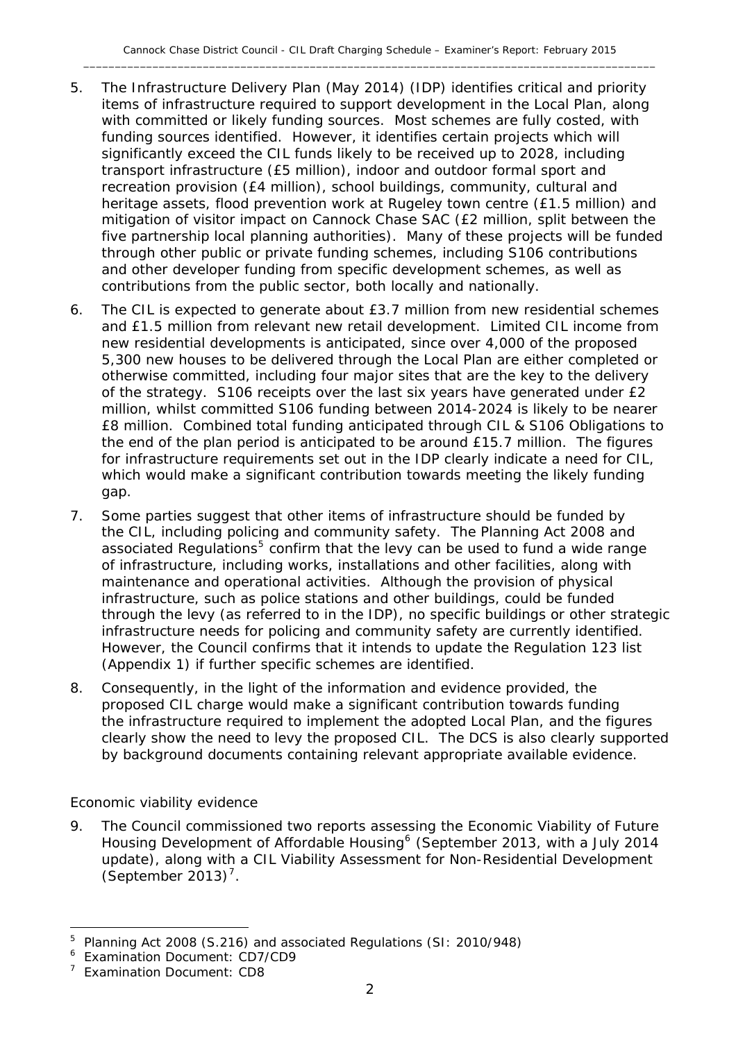5. The Infrastructure Delivery Plan (May 2014) (IDP) identifies critical and priority items of infrastructure required to support development in the Local Plan, along with committed or likely funding sources. Most schemes are fully costed, with funding sources identified. However, it identifies certain projects which will significantly exceed the CIL funds likely to be received up to 2028, including transport infrastructure (£5 million), indoor and outdoor formal sport and recreation provision (£4 million), school buildings, community, cultural and heritage assets, flood prevention work at Rugeley town centre (£1.5 million) and mitigation of visitor impact on Cannock Chase SAC (£2 million, split between the five partnership local planning authorities). Many of these projects will be funded through other public or private funding schemes, including S106 contributions and other developer funding from specific development schemes, as well as contributions from the public sector, both locally and nationally.

6. The CIL is expected to generate about £3.7 million from new residential schemes and £1.5 million from relevant new retail development. Limited CIL income from new residential developments is anticipated, since over 4,000 of the proposed 5,300 new houses to be delivered through the Local Plan are either completed or otherwise committed, including four major sites that are the key to the delivery of the strategy. S106 receipts over the last six years have generated under £2 million, whilst committed S106 funding between 2014-2024 is likely to be nearer £8 million. Combined total funding anticipated through CIL & S106 Obligations to the end of the plan period is anticipated to be around £15.7 million. The figures for infrastructure requirements set out in the IDP clearly indicate a need for CIL, which would make a significant contribution towards meeting the likely funding gap.

7. Some parties suggest that other items of infrastructure should be funded by the CIL, including policing and community safety. The Planning Act 2008 and associated Regulations[5] confirm that the levy can be used to fund a wide range of infrastructure, including works, installations and other facilities, along with maintenance and operational activities. Although the provision of physical infrastructure, such as police stations and other buildings, could be funded through the levy (as referred to in the IDP), no specific buildings or other strategic infrastructure needs for policing and community safety are currently identified. However, the Council confirms that it intends to update the Regulation 123 list (Appendix 1) if further specific schemes are identified.

8. Consequently, in the light of the information and evidence provided, the proposed CIL charge would make a significant contribution towards funding the infrastructure required to implement the adopted Local Plan, and the figures clearly show the need to levy the proposed CIL. The DCS is also clearly supported by background documents containing relevant appropriate available evidence.

*Economic viability evidence*

9. The Council commissioned two reports assessing the Economic Viability of Future Housing Development of Affordable Housing[6] (September 2013, with a July 2014 update), along with a CIL Viability Assessment for Non-Residential Development (September 2013)[7].

---

[5] Planning Act 2008 (S.216) and associated Regulations (SI: 2010/948)

[6] Examination Document: CD7/CD9

[7] Examination Document: CD8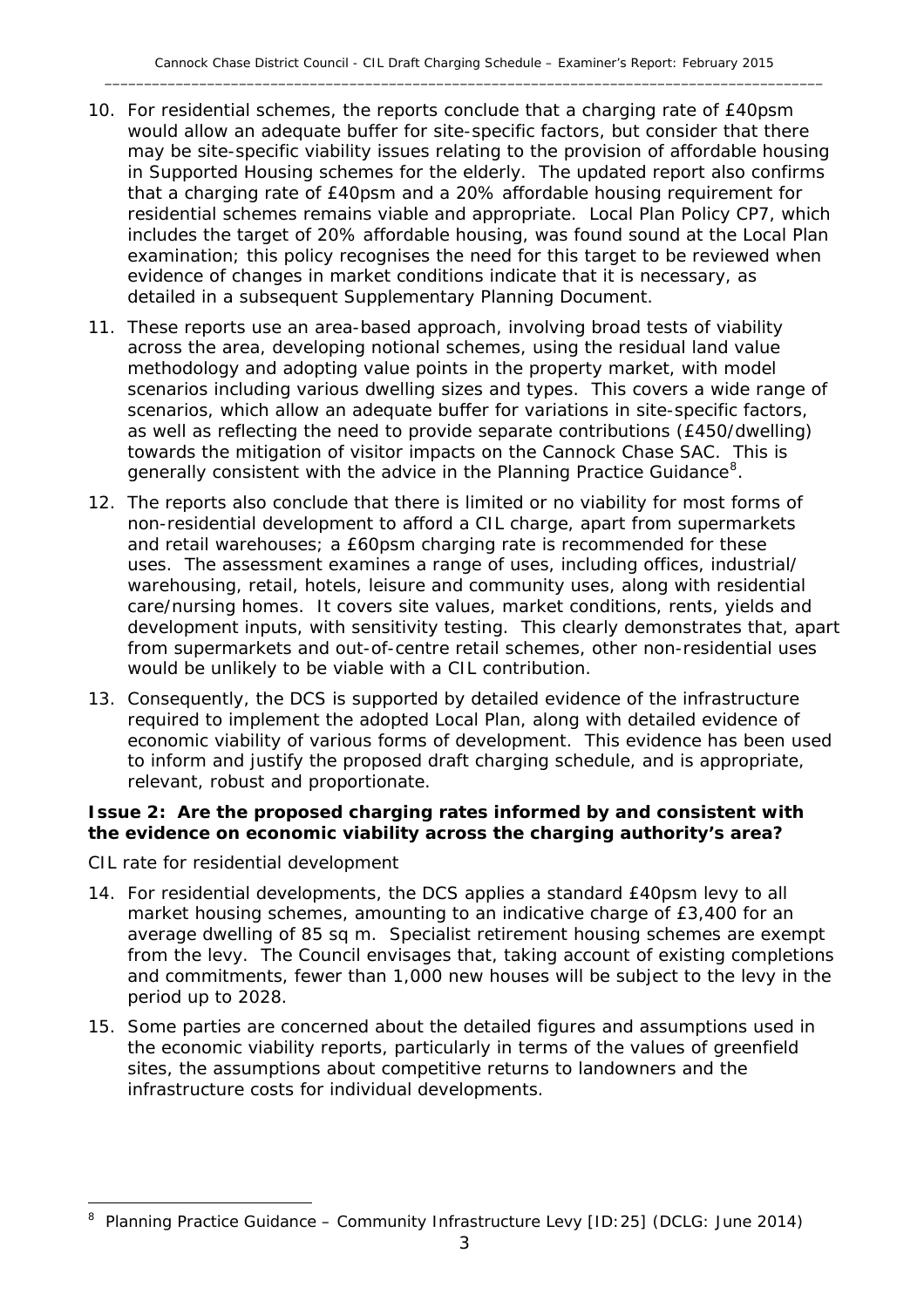10. For residential schemes, the reports conclude that a charging rate of £40psm would allow an adequate buffer for site-specific factors, but consider that there may be site-specific viability issues relating to the provision of affordable housing in Supported Housing schemes for the elderly. The updated report also confirms that a charging rate of £40psm and a 20% affordable housing requirement for residential schemes remains viable and appropriate. Local Plan Policy CP7, which includes the target of 20% affordable housing, was found sound at the Local Plan examination; this policy recognises the need for this target to be reviewed when evidence of changes in market conditions indicate that it is necessary, as detailed in a subsequent Supplementary Planning Document.

11. These reports use an area-based approach, involving broad tests of viability across the area, developing notional schemes, using the residual land value methodology and adopting value points in the property market, with model scenarios including various dwelling sizes and types. This covers a wide range of scenarios, which allow an adequate buffer for variations in site-specific factors, as well as reflecting the need to provide separate contributions (£450/dwelling) towards the mitigation of visitor impacts on the Cannock Chase SAC. This is generally consistent with the advice in the Planning Practice Guidance[8].

12. The reports also conclude that there is limited or no viability for most forms of non-residential development to afford a CIL charge, apart from supermarkets and retail warehouses; a £60psm charging rate is recommended for these uses. The assessment examines a range of uses, including offices, industrial/ warehousing, retail, hotels, leisure and community uses, along with residential care/nursing homes. It covers site values, market conditions, rents, yields and development inputs, with sensitivity testing. This clearly demonstrates that, apart from supermarkets and out-of-centre retail schemes, other non-residential uses would be unlikely to be viable with a CIL contribution.

13. Consequently, the DCS is supported by detailed evidence of the infrastructure required to implement the adopted Local Plan, along with detailed evidence of economic viability of various forms of development. This evidence has been used to inform and justify the proposed draft charging schedule, and is appropriate, relevant, robust and proportionate.

**Issue 2: Are the proposed charging rates informed by and consistent with the evidence on economic viability across the charging authority's area?**

*CIL rate for residential development*

14. For residential developments, the DCS applies a standard £40psm levy to all market housing schemes, amounting to an indicative charge of £3,400 for an average dwelling of 85 sq m. Specialist retirement housing schemes are exempt from the levy. The Council envisages that, taking account of existing completions and commitments, fewer than 1,000 new houses will be subject to the levy in the period up to 2028.

15. Some parties are concerned about the detailed figures and assumptions used in the economic viability reports, particularly in terms of the values of greenfield sites, the assumptions about competitive returns to landowners and the infrastructure costs for individual developments.

---

[8] Planning Practice Guidance – Community Infrastructure Levy [ID:25] (DCLG: June 2014)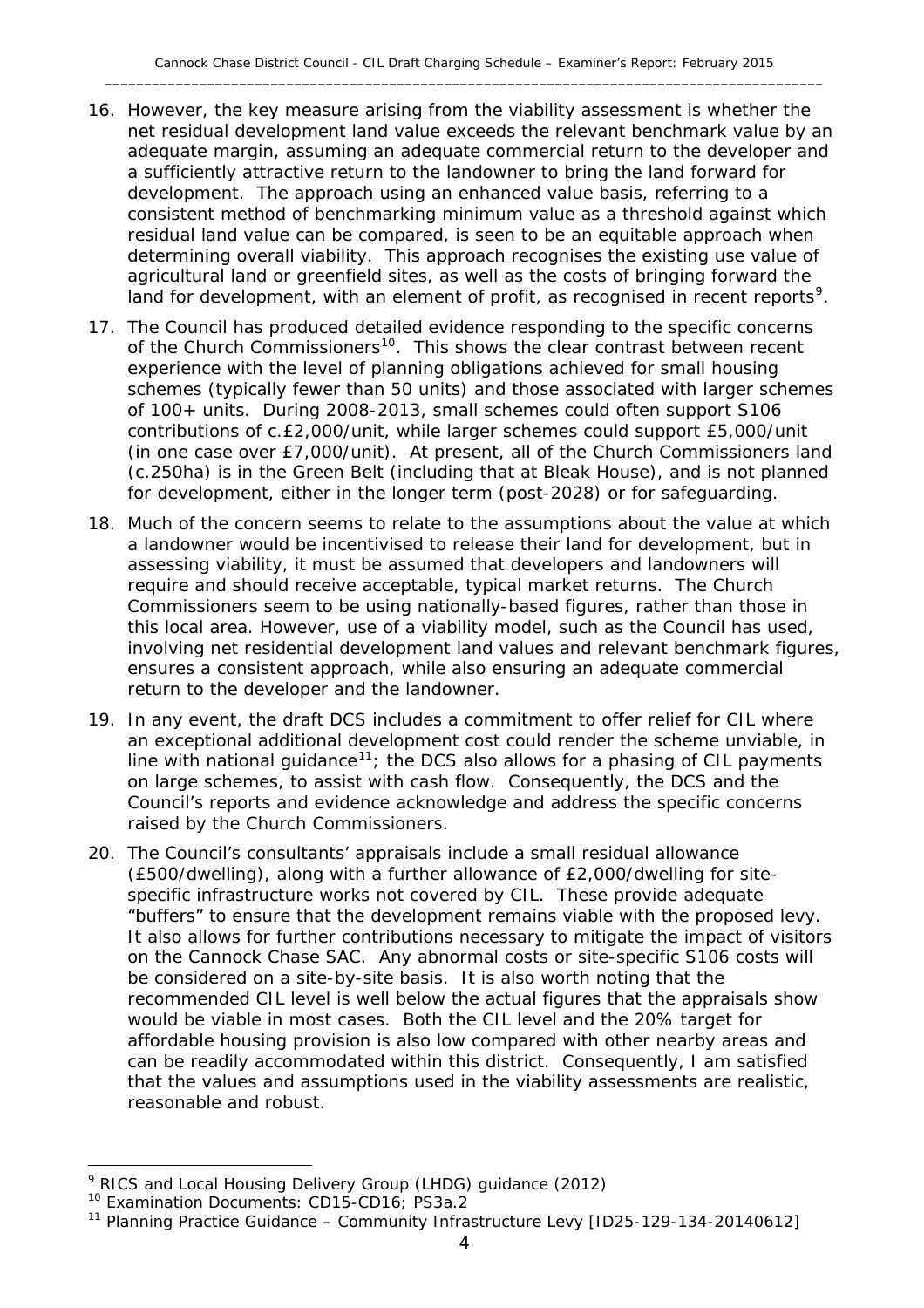16. However, the key measure arising from the viability assessment is whether the net residual development land value exceeds the relevant benchmark value by an adequate margin, assuming an adequate commercial return to the developer and a sufficiently attractive return to the landowner to bring the land forward for development. The approach using an enhanced value basis, referring to a consistent method of benchmarking minimum value as a threshold against which residual land value can be compared, is seen to be an equitable approach when determining overall viability. This approach recognises the existing use value of agricultural land or greenfield sites, as well as the costs of bringing forward the land for development, with an element of profit, as recognised in recent reports[9].

17. The Council has produced detailed evidence responding to the specific concerns of the Church Commissioners[10]. This shows the clear contrast between recent experience with the level of planning obligations achieved for small housing schemes (typically fewer than 50 units) and those associated with larger schemes of 100+ units. During 2008-2013, small schemes could often support S106 contributions of c.£2,000/unit, while larger schemes could support £5,000/unit (in one case over £7,000/unit). At present, all of the Church Commissioners land (c.250ha) is in the Green Belt (including that at Bleak House), and is not planned for development, either in the longer term (post-2028) or for safeguarding.

18. Much of the concern seems to relate to the assumptions about the value at which a landowner would be incentivised to release their land for development, but in assessing viability, it must be assumed that developers and landowners will require and should receive acceptable, typical market returns. The Church Commissioners seem to be using nationally-based figures, rather than those in this local area. However, use of a viability model, such as the Council has used, involving net residential development land values and relevant benchmark figures, ensures a consistent approach, while also ensuring an adequate commercial return to the developer and the landowner.

19. In any event, the draft DCS includes a commitment to offer relief for CIL where an exceptional additional development cost could render the scheme unviable, in line with national guidance[11]; the DCS also allows for a phasing of CIL payments on large schemes, to assist with cash flow. Consequently, the DCS and the Council's reports and evidence acknowledge and address the specific concerns raised by the Church Commissioners.

20. The Council's consultants' appraisals include a small residual allowance (£500/dwelling), along with a further allowance of £2,000/dwelling for site-specific infrastructure works not covered by CIL. These provide adequate "buffers" to ensure that the development remains viable with the proposed levy. It also allows for further contributions necessary to mitigate the impact of visitors on the Cannock Chase SAC. Any abnormal costs or site-specific S106 costs will be considered on a site-by-site basis. It is also worth noting that the recommended CIL level is well below the actual figures that the appraisals show would be viable in most cases. Both the CIL level and the 20% target for affordable housing provision is also low compared with other nearby areas and can be readily accommodated within this district. Consequently, I am satisfied that the values and assumptions used in the viability assessments are realistic, reasonable and robust.

---

[9] RICS and Local Housing Delivery Group (LHDG) guidance (2012)

[10] Examination Documents: CD15-CD16; PS3a.2

[11] Planning Practice Guidance – Community Infrastructure Levy [ID25-129-134-20140612]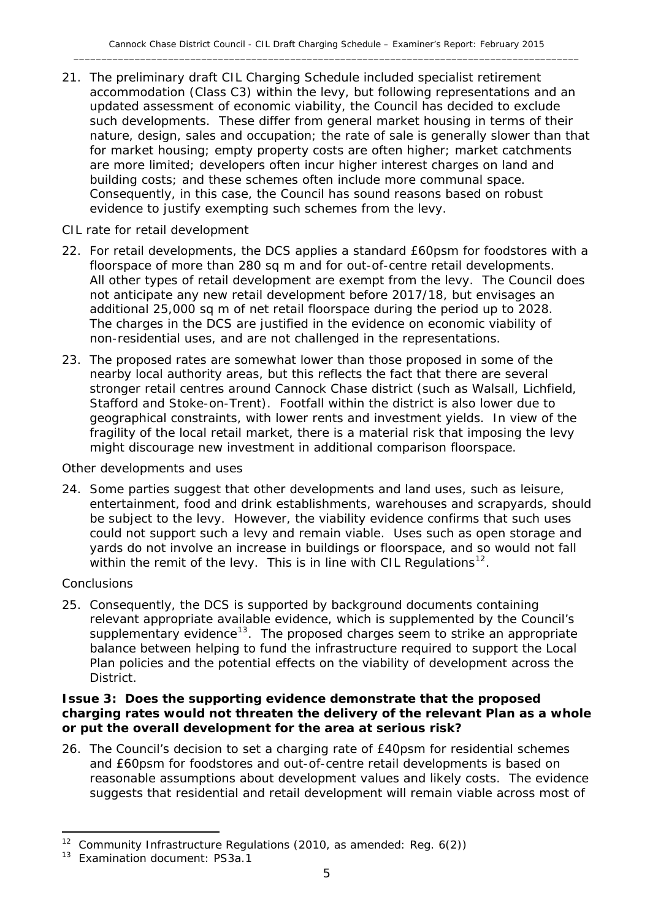21. The preliminary draft CIL Charging Schedule included specialist retirement accommodation (Class C3) within the levy, but following representations and an updated assessment of economic viability, the Council has decided to exclude such developments. These differ from general market housing in terms of their nature, design, sales and occupation; the rate of sale is generally slower than that for market housing; empty property costs are often higher; market catchments are more limited; developers often incur higher interest charges on land and building costs; and these schemes often include more communal space. Consequently, in this case, the Council has sound reasons based on robust evidence to justify exempting such schemes from the levy.

*CIL rate for retail development*

22. For retail developments, the DCS applies a standard £60psm for foodstores with a floorspace of more than 280 sq m and for out-of-centre retail developments. All other types of retail development are exempt from the levy. The Council does not anticipate any new retail development before 2017/18, but envisages an additional 25,000 sq m of net retail floorspace during the period up to 2028. The charges in the DCS are justified in the evidence on economic viability of non-residential uses, and are not challenged in the representations.

23. The proposed rates are somewhat lower than those proposed in some of the nearby local authority areas, but this reflects the fact that there are several stronger retail centres around Cannock Chase district (such as Walsall, Lichfield, Stafford and Stoke-on-Trent). Footfall within the district is also lower due to geographical constraints, with lower rents and investment yields. In view of the fragility of the local retail market, there is a material risk that imposing the levy might discourage new investment in additional comparison floorspace.

*Other developments and uses*

24. Some parties suggest that other developments and land uses, such as leisure, entertainment, food and drink establishments, warehouses and scrapyards, should be subject to the levy. However, the viability evidence confirms that such uses could not support such a levy and remain viable. Uses such as open storage and yards do not involve an increase in buildings or floorspace, and so would not fall within the remit of the levy. This is in line with CIL Regulations[12].

*Conclusions*

25. Consequently, the DCS is supported by background documents containing relevant appropriate available evidence, which is supplemented by the Council's supplementary evidence[13]. The proposed charges seem to strike an appropriate balance between helping to fund the infrastructure required to support the Local Plan policies and the potential effects on the viability of development across the District.

**Issue 3: Does the supporting evidence demonstrate that the proposed charging rates would not threaten the delivery of the relevant Plan as a whole or put the overall development for the area at serious risk?**

26. The Council's decision to set a charging rate of £40psm for residential schemes and £60psm for foodstores and out-of-centre retail developments is based on reasonable assumptions about development values and likely costs. The evidence suggests that residential and retail development will remain viable across most of

---

[12] Community Infrastructure Regulations (2010, as amended: Reg. 6(2))

[13] Examination document: PS3a.1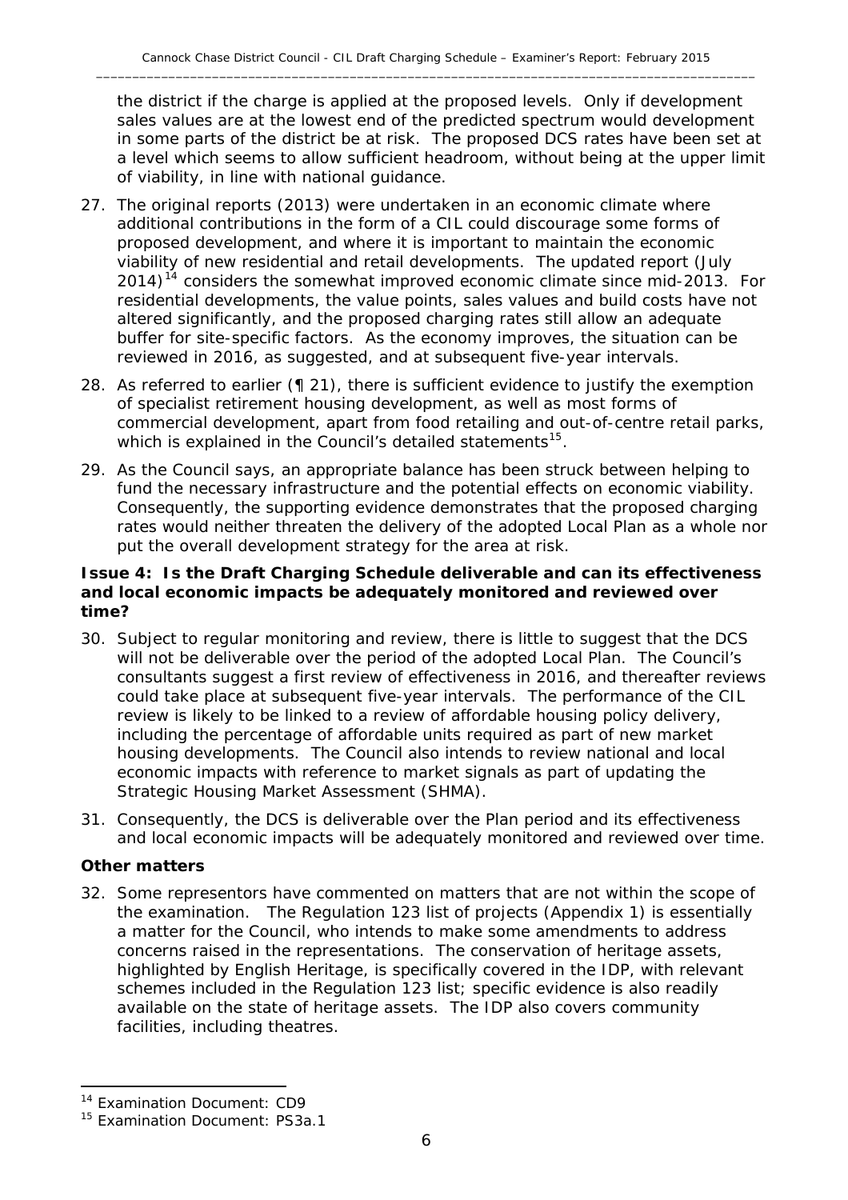the district if the charge is applied at the proposed levels. Only if development sales values are at the lowest end of the predicted spectrum would development in some parts of the district be at risk. The proposed DCS rates have been set at a level which seems to allow sufficient headroom, without being at the upper limit of viability, in line with national guidance.

27. The original reports (2013) were undertaken in an economic climate where additional contributions in the form of a CIL could discourage some forms of proposed development, and where it is important to maintain the economic viability of new residential and retail developments. The updated report (July 2014)[14] considers the somewhat improved economic climate since mid-2013. For residential developments, the value points, sales values and build costs have not altered significantly, and the proposed charging rates still allow an adequate buffer for site-specific factors. As the economy improves, the situation can be reviewed in 2016, as suggested, and at subsequent five-year intervals.

28. As referred to earlier (¶ 21), there is sufficient evidence to justify the exemption of specialist retirement housing development, as well as most forms of commercial development, apart from food retailing and out-of-centre retail parks, which is explained in the Council's detailed statements[15].

29. As the Council says, an appropriate balance has been struck between helping to fund the necessary infrastructure and the potential effects on economic viability. Consequently, the supporting evidence demonstrates that the proposed charging rates would neither threaten the delivery of the adopted Local Plan as a whole nor put the overall development strategy for the area at risk.

**Issue 4: Is the Draft Charging Schedule deliverable and can its effectiveness and local economic impacts be adequately monitored and reviewed over time?**

30. Subject to regular monitoring and review, there is little to suggest that the DCS will not be deliverable over the period of the adopted Local Plan. The Council's consultants suggest a first review of effectiveness in 2016, and thereafter reviews could take place at subsequent five-year intervals. The performance of the CIL review is likely to be linked to a review of affordable housing policy delivery, including the percentage of affordable units required as part of new market housing developments. The Council also intends to review national and local economic impacts with reference to market signals as part of updating the Strategic Housing Market Assessment (SHMA).

31. Consequently, the DCS is deliverable over the Plan period and its effectiveness and local economic impacts will be adequately monitored and reviewed over time.

**Other matters**

32. Some representors have commented on matters that are not within the scope of the examination. The Regulation 123 list of projects (Appendix 1) is essentially a matter for the Council, who intends to make some amendments to address concerns raised in the representations. The conservation of heritage assets, highlighted by English Heritage, is specifically covered in the IDP, with relevant schemes included in the Regulation 123 list; specific evidence is also readily available on the state of heritage assets. The IDP also covers community facilities, including theatres.

---

[14] Examination Document: CD9

[15] Examination Document: PS3a.1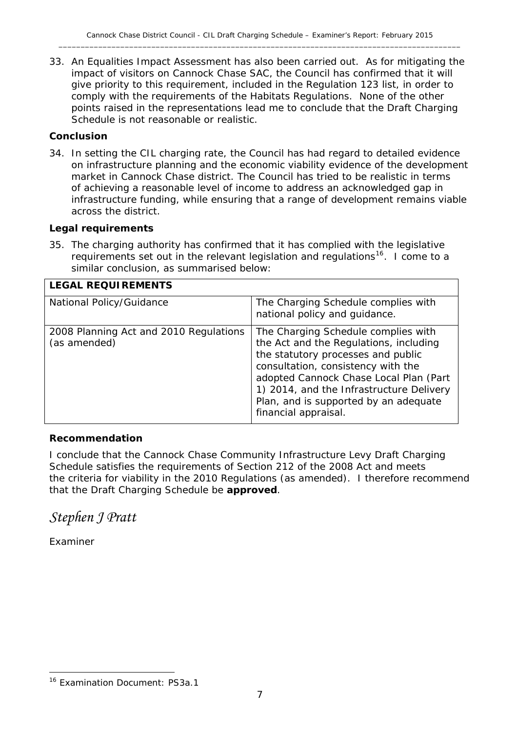33. An Equalities Impact Assessment has also been carried out. As for mitigating the impact of visitors on Cannock Chase SAC, the Council has confirmed that it will give priority to this requirement, included in the Regulation 123 list, in order to comply with the requirements of the Habitats Regulations. None of the other points raised in the representations lead me to conclude that the Draft Charging Schedule is not reasonable or realistic.

**Conclusion**

34. In setting the CIL charging rate, the Council has had regard to detailed evidence on infrastructure planning and the economic viability evidence of the development market in Cannock Chase district. The Council has tried to be realistic in terms of achieving a reasonable level of income to address an acknowledged gap in infrastructure funding, while ensuring that a range of development remains viable across the district.

**Legal requirements**

35. The charging authority has confirmed that it has complied with the legislative requirements set out in the relevant legislation and regulations[16]. I come to a similar conclusion, as summarised below:

| **LEGAL REQUIREMENTS** | |
|---|---|
| National Policy/Guidance | The Charging Schedule complies with national policy and guidance. |
| 2008 Planning Act and 2010 Regulations (as amended) | The Charging Schedule complies with the Act and the Regulations, including the statutory processes and public consultation, consistency with the adopted Cannock Chase Local Plan (Part 1) 2014, and the Infrastructure Delivery Plan, and is supported by an adequate financial appraisal. |

**Recommendation**

I conclude that the Cannock Chase Community Infrastructure Levy Draft Charging Schedule satisfies the requirements of Section 212 of the 2008 Act and meets the criteria for viability in the 2010 Regulations (as amended). I therefore recommend that the Draft Charging Schedule be **approved**.

*Stephen J Pratt*

Examiner

[16] Examination Document: PS3a.1